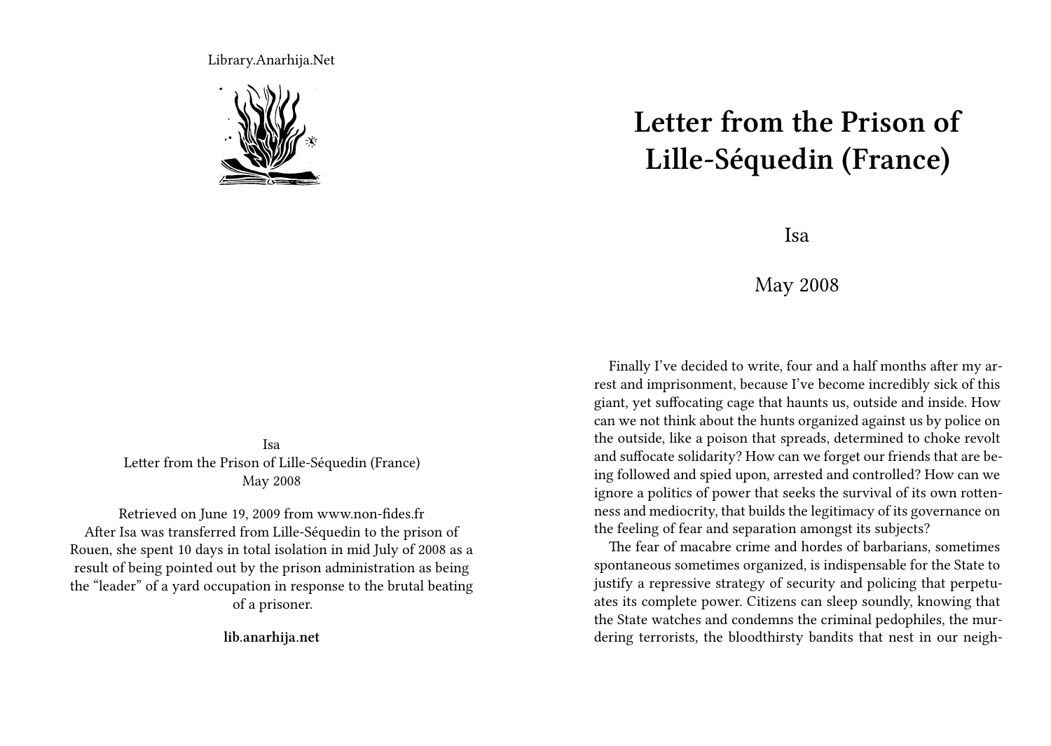Library.Anarhija.Net

Isa
Letter from the Prison of Lille-Séquedin (France)
May 2008

Retrieved on June 19, 2009 from www.non-fides.fr
After Isa was transferred from Lille-Séquedin to the prison of Rouen, she spent 10 days in total isolation in mid July of 2008 as a result of being pointed out by the prison administration as being the "leader" of a yard occupation in response to the brutal beating of a prisoner.

**lib.anarhija.net**

# Letter from the Prison of Lille-Séquedin (France)

Isa

May 2008

Finally I've decided to write, four and a half months after my arrest and imprisonment, because I've become incredibly sick of this giant, yet suffocating cage that haunts us, outside and inside. How can we not think about the hunts organized against us by police on the outside, like a poison that spreads, determined to choke revolt and suffocate solidarity? How can we forget our friends that are being followed and spied upon, arrested and controlled? How can we ignore a politics of power that seeks the survival of its own rottenness and mediocrity, that builds the legitimacy of its governance on the feeling of fear and separation amongst its subjects?

The fear of macabre crime and hordes of barbarians, sometimes spontaneous sometimes organized, is indispensable for the State to justify a repressive strategy of security and policing that perpetuates its complete power. Citizens can sleep soundly, knowing that the State watches and condemns the criminal pedophiles, the murdering terrorists, the bloodthirsty bandits that nest in our neigh-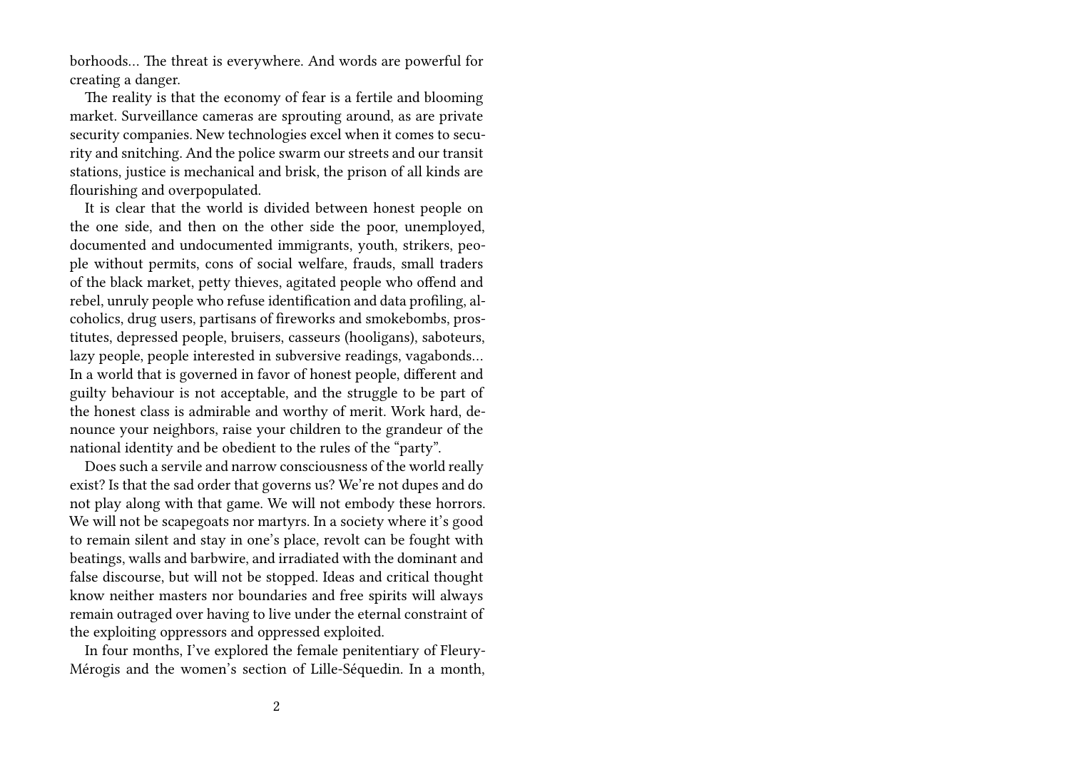borhoods… The threat is everywhere. And words are powerful for creating a danger.

The reality is that the economy of fear is a fertile and blooming market. Surveillance cameras are sprouting around, as are private security companies. New technologies excel when it comes to security and snitching. And the police swarm our streets and our transit stations, justice is mechanical and brisk, the prison of all kinds are flourishing and overpopulated.

It is clear that the world is divided between honest people on the one side, and then on the other side the poor, unemployed, documented and undocumented immigrants, youth, strikers, people without permits, cons of social welfare, frauds, small traders of the black market, petty thieves, agitated people who offend and rebel, unruly people who refuse identification and data profiling, alcoholics, drug users, partisans of fireworks and smokebombs, prostitutes, depressed people, bruisers, casseurs (hooligans), saboteurs, lazy people, people interested in subversive readings, vagabonds… In a world that is governed in favor of honest people, different and guilty behaviour is not acceptable, and the struggle to be part of the honest class is admirable and worthy of merit. Work hard, denounce your neighbors, raise your children to the grandeur of the national identity and be obedient to the rules of the "party".

Does such a servile and narrow consciousness of the world really exist? Is that the sad order that governs us? We're not dupes and do not play along with that game. We will not embody these horrors. We will not be scapegoats nor martyrs. In a society where it's good to remain silent and stay in one's place, revolt can be fought with beatings, walls and barbwire, and irradiated with the dominant and false discourse, but will not be stopped. Ideas and critical thought know neither masters nor boundaries and free spirits will always remain outraged over having to live under the eternal constraint of the exploiting oppressors and oppressed exploited.

In four months, I've explored the female penitentiary of Fleury-Mérogis and the women's section of Lille-Séquedin. In a month,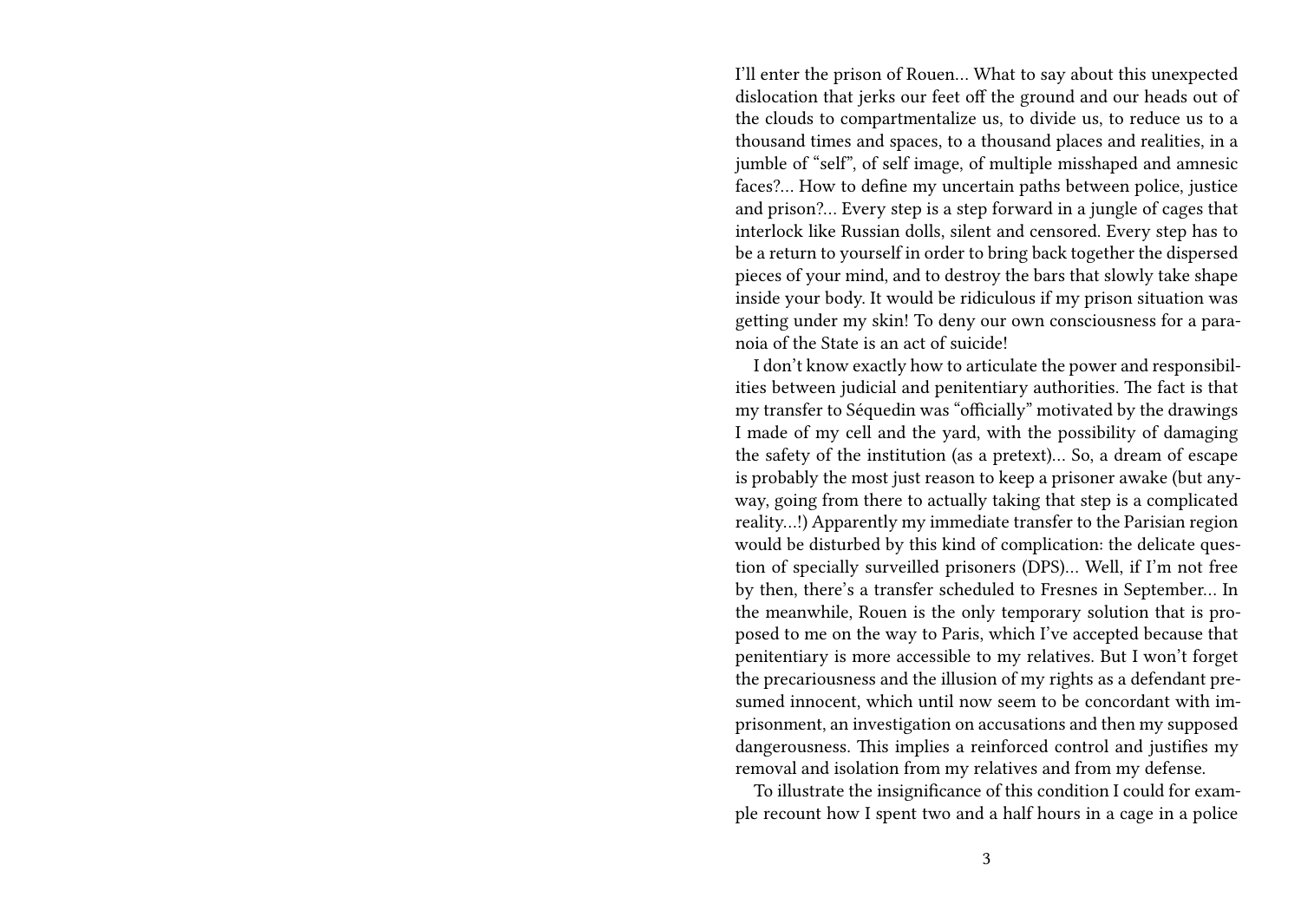I'll enter the prison of Rouen… What to say about this unexpected dislocation that jerks our feet off the ground and our heads out of the clouds to compartmentalize us, to divide us, to reduce us to a thousand times and spaces, to a thousand places and realities, in a jumble of "self", of self image, of multiple misshaped and amnesic faces?… How to define my uncertain paths between police, justice and prison?… Every step is a step forward in a jungle of cages that interlock like Russian dolls, silent and censored. Every step has to be a return to yourself in order to bring back together the dispersed pieces of your mind, and to destroy the bars that slowly take shape inside your body. It would be ridiculous if my prison situation was getting under my skin! To deny our own consciousness for a paranoia of the State is an act of suicide!

I don't know exactly how to articulate the power and responsibilities between judicial and penitentiary authorities. The fact is that my transfer to Séquedin was "officially" motivated by the drawings I made of my cell and the yard, with the possibility of damaging the safety of the institution (as a pretext)… So, a dream of escape is probably the most just reason to keep a prisoner awake (but anyway, going from there to actually taking that step is a complicated reality…!) Apparently my immediate transfer to the Parisian region would be disturbed by this kind of complication: the delicate question of specially surveilled prisoners (DPS)… Well, if I'm not free by then, there's a transfer scheduled to Fresnes in September… In the meanwhile, Rouen is the only temporary solution that is proposed to me on the way to Paris, which I've accepted because that penitentiary is more accessible to my relatives. But I won't forget the precariousness and the illusion of my rights as a defendant presumed innocent, which until now seem to be concordant with imprisonment, an investigation on accusations and then my supposed dangerousness. This implies a reinforced control and justifies my removal and isolation from my relatives and from my defense.

To illustrate the insignificance of this condition I could for example recount how I spent two and a half hours in a cage in a police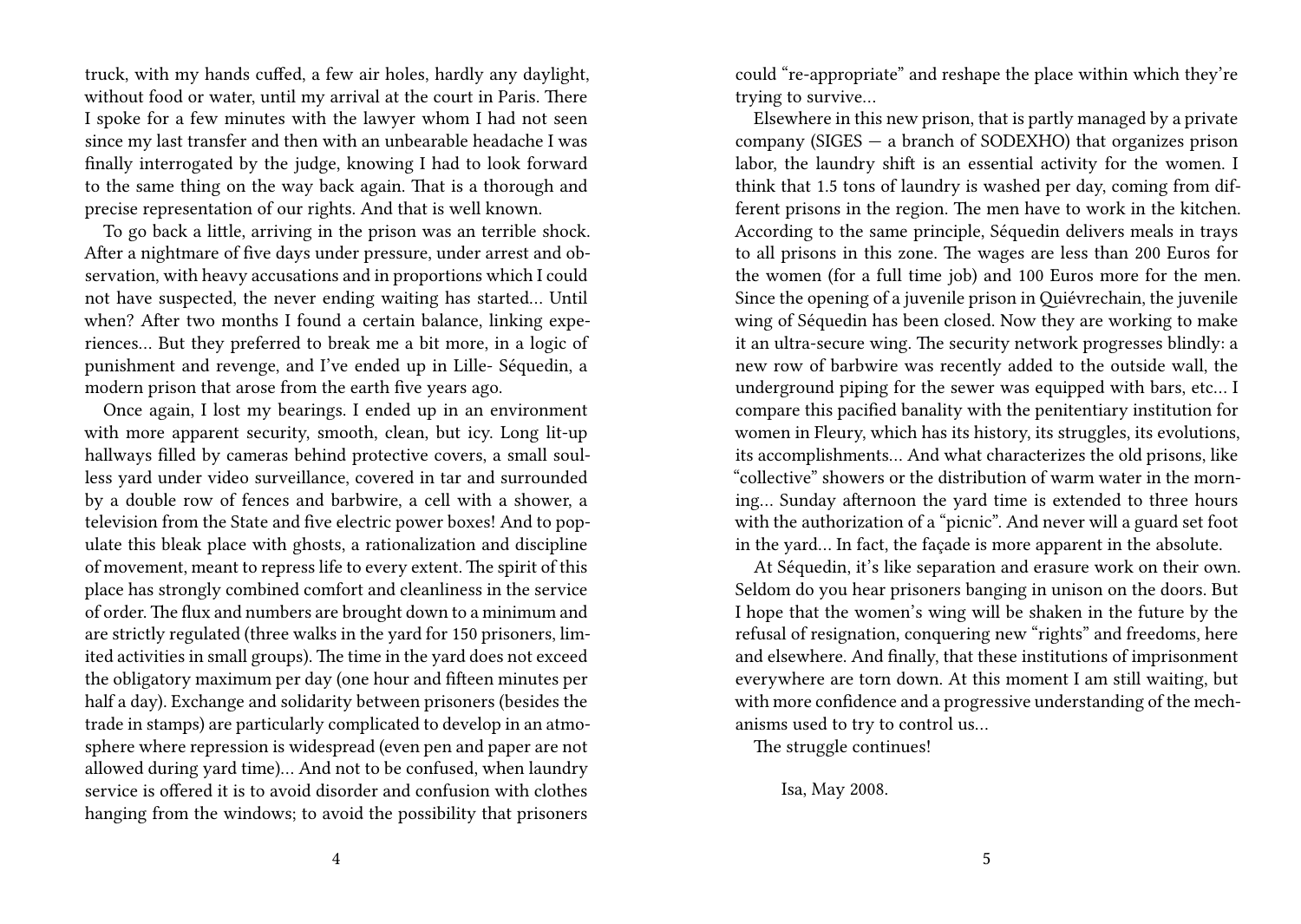truck, with my hands cuffed, a few air holes, hardly any daylight, without food or water, until my arrival at the court in Paris. There I spoke for a few minutes with the lawyer whom I had not seen since my last transfer and then with an unbearable headache I was finally interrogated by the judge, knowing I had to look forward to the same thing on the way back again. That is a thorough and precise representation of our rights. And that is well known.

To go back a little, arriving in the prison was an terrible shock. After a nightmare of five days under pressure, under arrest and observation, with heavy accusations and in proportions which I could not have suspected, the never ending waiting has started… Until when? After two months I found a certain balance, linking experiences… But they preferred to break me a bit more, in a logic of punishment and revenge, and I've ended up in Lille- Séquedin, a modern prison that arose from the earth five years ago.

Once again, I lost my bearings. I ended up in an environment with more apparent security, smooth, clean, but icy. Long lit-up hallways filled by cameras behind protective covers, a small soulless yard under video surveillance, covered in tar and surrounded by a double row of fences and barbwire, a cell with a shower, a television from the State and five electric power boxes! And to populate this bleak place with ghosts, a rationalization and discipline of movement, meant to repress life to every extent. The spirit of this place has strongly combined comfort and cleanliness in the service of order. The flux and numbers are brought down to a minimum and are strictly regulated (three walks in the yard for 150 prisoners, limited activities in small groups). The time in the yard does not exceed the obligatory maximum per day (one hour and fifteen minutes per half a day). Exchange and solidarity between prisoners (besides the trade in stamps) are particularly complicated to develop in an atmosphere where repression is widespread (even pen and paper are not allowed during yard time)… And not to be confused, when laundry service is offered it is to avoid disorder and confusion with clothes hanging from the windows; to avoid the possibility that prisoners could "re-appropriate" and reshape the place within which they're trying to survive…

Elsewhere in this new prison, that is partly managed by a private company (SIGES — a branch of SODEXHO) that organizes prison labor, the laundry shift is an essential activity for the women. I think that 1.5 tons of laundry is washed per day, coming from different prisons in the region. The men have to work in the kitchen. According to the same principle, Séquedin delivers meals in trays to all prisons in this zone. The wages are less than 200 Euros for the women (for a full time job) and 100 Euros more for the men. Since the opening of a juvenile prison in Quiévrechain, the juvenile wing of Séquedin has been closed. Now they are working to make it an ultra-secure wing. The security network progresses blindly: a new row of barbwire was recently added to the outside wall, the underground piping for the sewer was equipped with bars, etc… I compare this pacified banality with the penitentiary institution for women in Fleury, which has its history, its struggles, its evolutions, its accomplishments… And what characterizes the old prisons, like "collective" showers or the distribution of warm water in the morning… Sunday afternoon the yard time is extended to three hours with the authorization of a "picnic". And never will a guard set foot in the yard… In fact, the façade is more apparent in the absolute.

At Séquedin, it's like separation and erasure work on their own. Seldom do you hear prisoners banging in unison on the doors. But I hope that the women's wing will be shaken in the future by the refusal of resignation, conquering new "rights" and freedoms, here and elsewhere. And finally, that these institutions of imprisonment everywhere are torn down. At this moment I am still waiting, but with more confidence and a progressive understanding of the mechanisms used to try to control us…

The struggle continues!

Isa, May 2008.